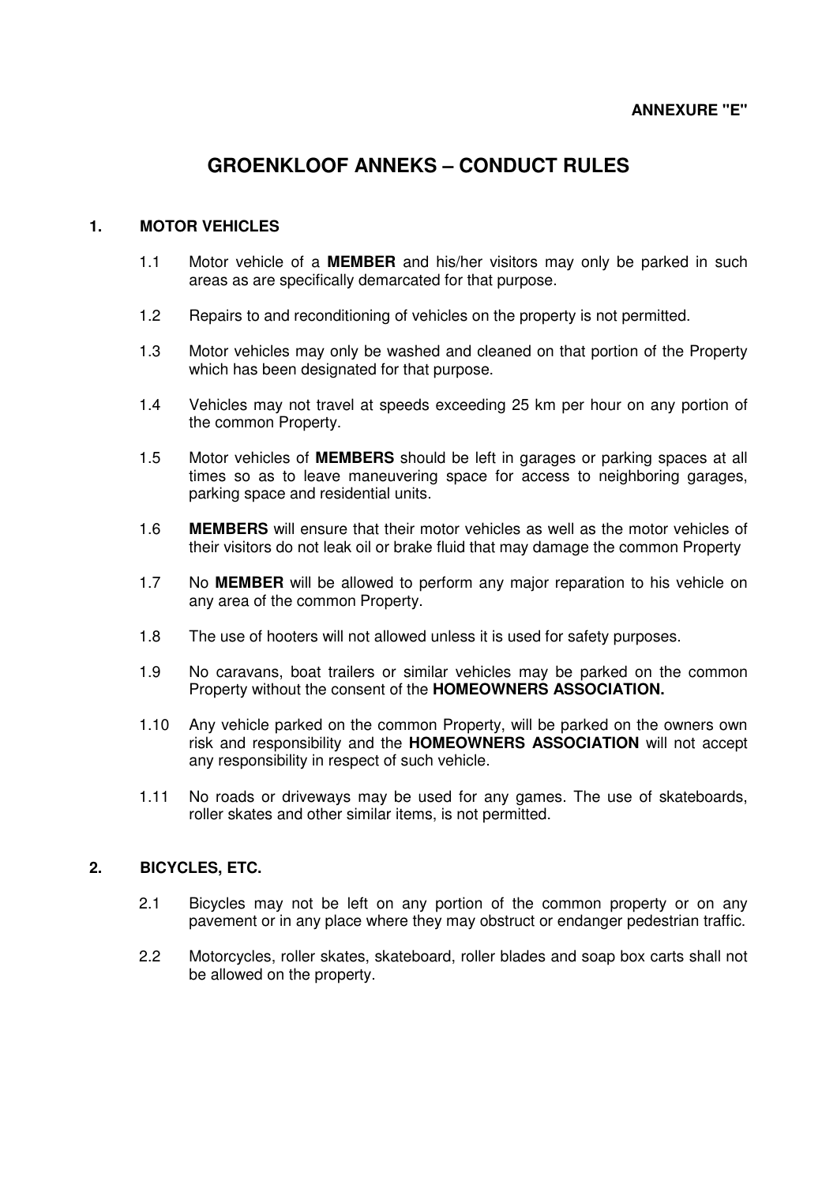**ANNEXURE "E"**

# GROENKLOOF ANNEKS – CONDUCT RULES

## 1. MOTOR VEHICLES

1.1 Motor vehicle of a **MEMBER** and his/her visitors may only be parked in such areas as are specifically demarcated for that purpose.

1.2 Repairs to and reconditioning of vehicles on the property is not permitted.

1.3 Motor vehicles may only be washed and cleaned on that portion of the Property which has been designated for that purpose.

1.4 Vehicles may not travel at speeds exceeding 25 km per hour on any portion of the common Property.

1.5 Motor vehicles of **MEMBERS** should be left in garages or parking spaces at all times so as to leave maneuvering space for access to neighboring garages, parking space and residential units.

1.6 **MEMBERS** will ensure that their motor vehicles as well as the motor vehicles of their visitors do not leak oil or brake fluid that may damage the common Property

1.7 No **MEMBER** will be allowed to perform any major reparation to his vehicle on any area of the common Property.

1.8 The use of hooters will not allowed unless it is used for safety purposes.

1.9 No caravans, boat trailers or similar vehicles may be parked on the common Property without the consent of the **HOMEOWNERS ASSOCIATION.**

1.10 Any vehicle parked on the common Property, will be parked on the owners own risk and responsibility and the **HOMEOWNERS ASSOCIATION** will not accept any responsibility in respect of such vehicle.

1.11 No roads or driveways may be used for any games. The use of skateboards, roller skates and other similar items, is not permitted.

## 2. BICYCLES, ETC.

2.1 Bicycles may not be left on any portion of the common property or on any pavement or in any place where they may obstruct or endanger pedestrian traffic.

2.2 Motorcycles, roller skates, skateboard, roller blades and soap box carts shall not be allowed on the property.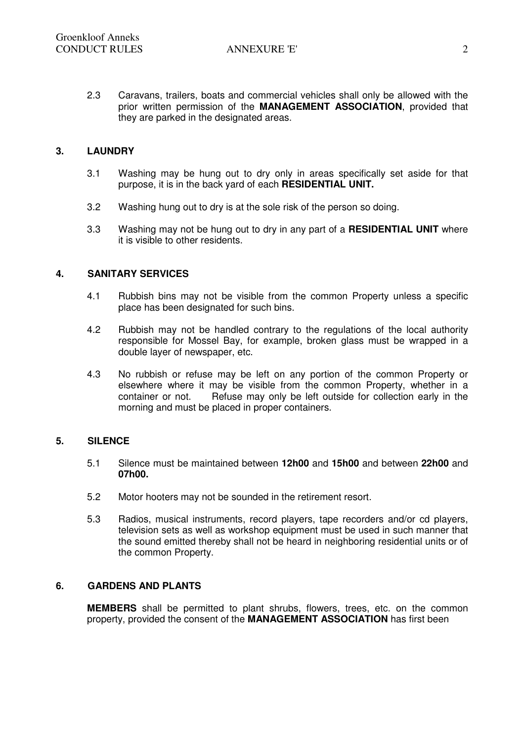2.3 Caravans, trailers, boats and commercial vehicles shall only be allowed with the prior written permission of the **MANAGEMENT ASSOCIATION**, provided that they are parked in the designated areas.

## 3. LAUNDRY

3.1 Washing may be hung out to dry only in areas specifically set aside for that purpose, it is in the back yard of each **RESIDENTIAL UNIT.**

3.2 Washing hung out to dry is at the sole risk of the person so doing.

3.3 Washing may not be hung out to dry in any part of a **RESIDENTIAL UNIT** where it is visible to other residents.

## 4. SANITARY SERVICES

4.1 Rubbish bins may not be visible from the common Property unless a specific place has been designated for such bins.

4.2 Rubbish may not be handled contrary to the regulations of the local authority responsible for Mossel Bay, for example, broken glass must be wrapped in a double layer of newspaper, etc.

4.3 No rubbish or refuse may be left on any portion of the common Property or elsewhere where it may be visible from the common Property, whether in a container or not. Refuse may only be left outside for collection early in the morning and must be placed in proper containers.

## 5. SILENCE

5.1 Silence must be maintained between **12h00** and **15h00** and between **22h00** and **07h00.**

5.2 Motor hooters may not be sounded in the retirement resort.

5.3 Radios, musical instruments, record players, tape recorders and/or cd players, television sets as well as workshop equipment must be used in such manner that the sound emitted thereby shall not be heard in neighboring residential units or of the common Property.

## 6. GARDENS AND PLANTS

**MEMBERS** shall be permitted to plant shrubs, flowers, trees, etc. on the common property, provided the consent of the **MANAGEMENT ASSOCIATION** has first been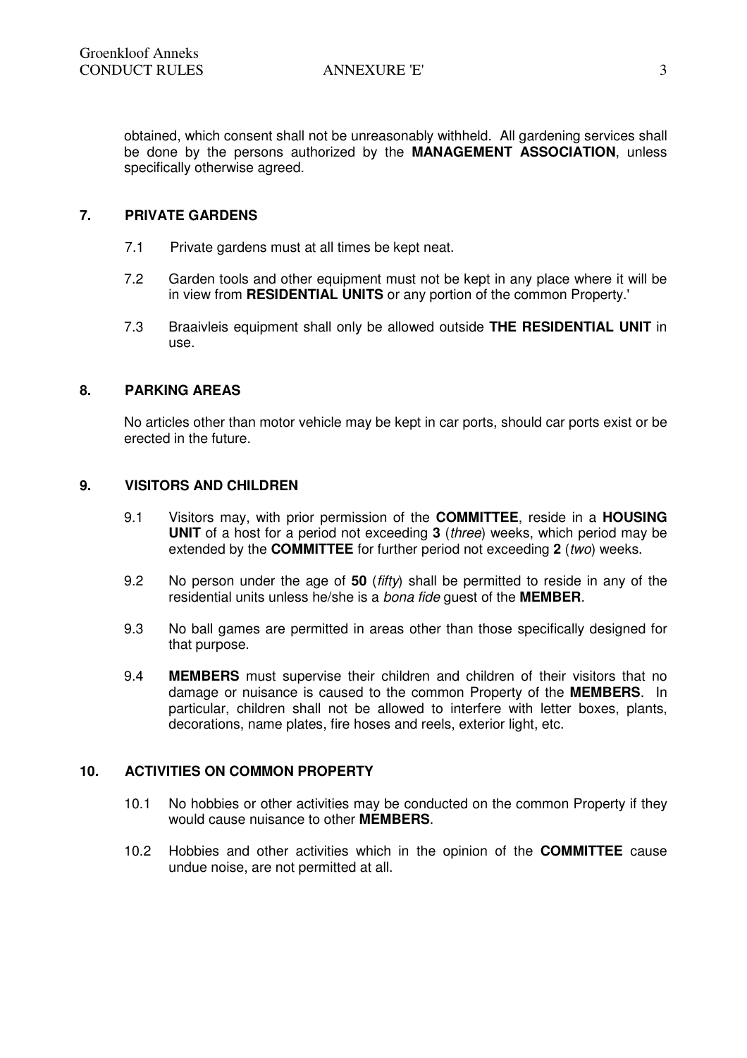obtained, which consent shall not be unreasonably withheld. All gardening services shall be done by the persons authorized by the **MANAGEMENT ASSOCIATION**, unless specifically otherwise agreed.

## 7. PRIVATE GARDENS

7.1 Private gardens must at all times be kept neat.

7.2 Garden tools and other equipment must not be kept in any place where it will be in view from **RESIDENTIAL UNITS** or any portion of the common Property.'

7.3 Braaivleis equipment shall only be allowed outside **THE RESIDENTIAL UNIT** in use.

## 8. PARKING AREAS

No articles other than motor vehicle may be kept in car ports, should car ports exist or be erected in the future.

## 9. VISITORS AND CHILDREN

9.1 Visitors may, with prior permission of the **COMMITTEE**, reside in a **HOUSING UNIT** of a host for a period not exceeding **3** (*three*) weeks, which period may be extended by the **COMMITTEE** for further period not exceeding **2** (*two*) weeks.

9.2 No person under the age of **50** (*fifty*) shall be permitted to reside in any of the residential units unless he/she is a *bona fide* guest of the **MEMBER**.

9.3 No ball games are permitted in areas other than those specifically designed for that purpose.

9.4 **MEMBERS** must supervise their children and children of their visitors that no damage or nuisance is caused to the common Property of the **MEMBERS**. In particular, children shall not be allowed to interfere with letter boxes, plants, decorations, name plates, fire hoses and reels, exterior light, etc.

## 10. ACTIVITIES ON COMMON PROPERTY

10.1 No hobbies or other activities may be conducted on the common Property if they would cause nuisance to other **MEMBERS**.

10.2 Hobbies and other activities which in the opinion of the **COMMITTEE** cause undue noise, are not permitted at all.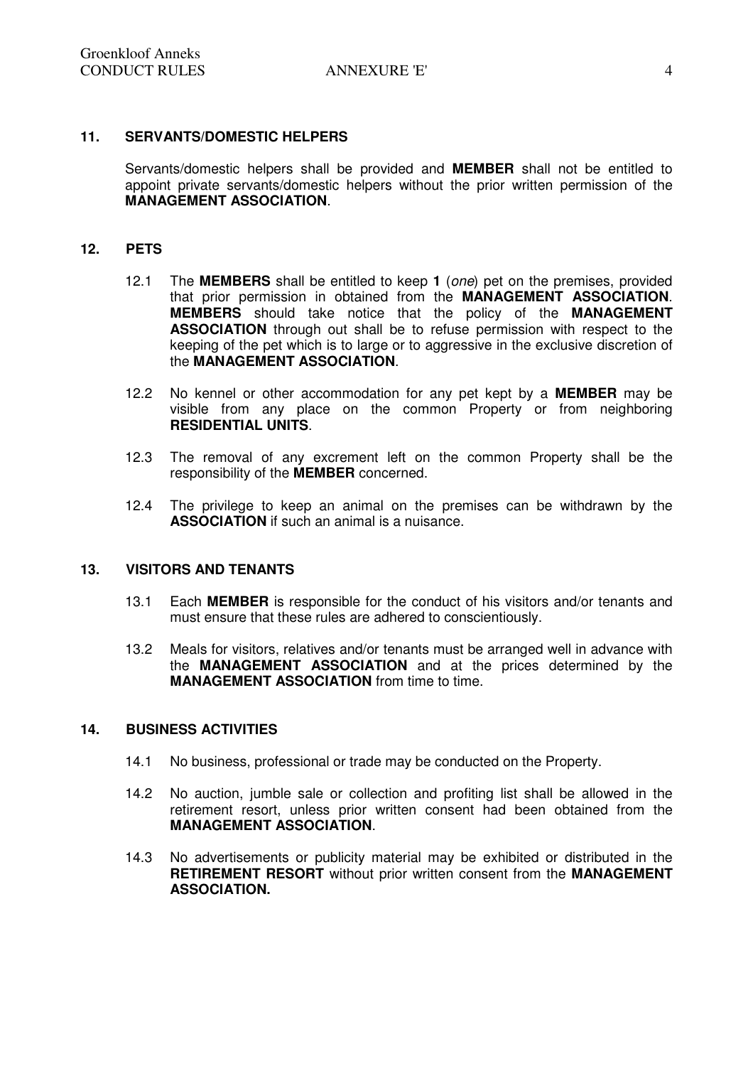## 11. SERVANTS/DOMESTIC HELPERS

Servants/domestic helpers shall be provided and **MEMBER** shall not be entitled to appoint private servants/domestic helpers without the prior written permission of the **MANAGEMENT ASSOCIATION**.

## 12. PETS

12.1 The **MEMBERS** shall be entitled to keep **1** (*one*) pet on the premises, provided that prior permission in obtained from the **MANAGEMENT ASSOCIATION**. **MEMBERS** should take notice that the policy of the **MANAGEMENT ASSOCIATION** through out shall be to refuse permission with respect to the keeping of the pet which is to large or to aggressive in the exclusive discretion of the **MANAGEMENT ASSOCIATION**.

12.2 No kennel or other accommodation for any pet kept by a **MEMBER** may be visible from any place on the common Property or from neighboring **RESIDENTIAL UNITS**.

12.3 The removal of any excrement left on the common Property shall be the responsibility of the **MEMBER** concerned.

12.4 The privilege to keep an animal on the premises can be withdrawn by the **ASSOCIATION** if such an animal is a nuisance.

## 13. VISITORS AND TENANTS

13.1 Each **MEMBER** is responsible for the conduct of his visitors and/or tenants and must ensure that these rules are adhered to conscientiously.

13.2 Meals for visitors, relatives and/or tenants must be arranged well in advance with the **MANAGEMENT ASSOCIATION** and at the prices determined by the **MANAGEMENT ASSOCIATION** from time to time.

## 14. BUSINESS ACTIVITIES

14.1 No business, professional or trade may be conducted on the Property.

14.2 No auction, jumble sale or collection and profiting list shall be allowed in the retirement resort, unless prior written consent had been obtained from the **MANAGEMENT ASSOCIATION**.

14.3 No advertisements or publicity material may be exhibited or distributed in the **RETIREMENT RESORT** without prior written consent from the **MANAGEMENT ASSOCIATION.**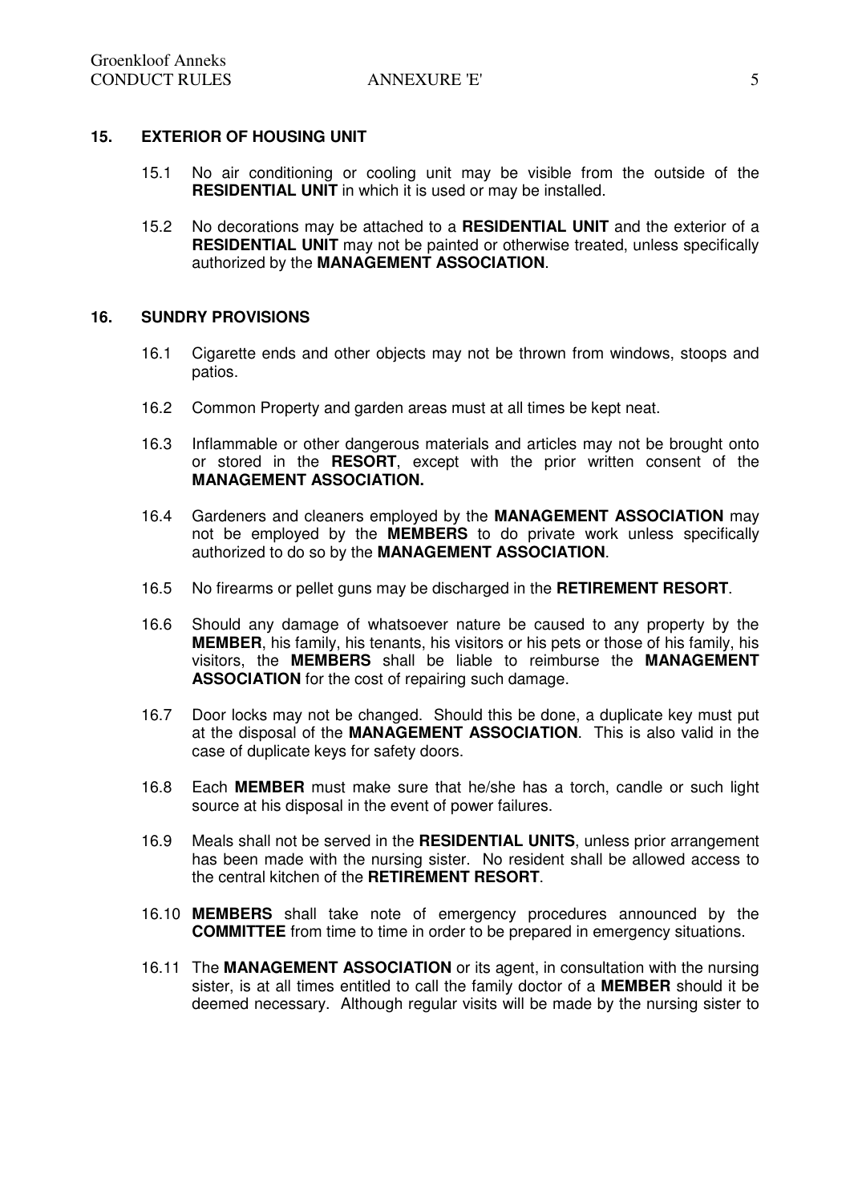## 15. EXTERIOR OF HOUSING UNIT

15.1 No air conditioning or cooling unit may be visible from the outside of the **RESIDENTIAL UNIT** in which it is used or may be installed.

15.2 No decorations may be attached to a **RESIDENTIAL UNIT** and the exterior of a **RESIDENTIAL UNIT** may not be painted or otherwise treated, unless specifically authorized by the **MANAGEMENT ASSOCIATION**.

## 16. SUNDRY PROVISIONS

16.1 Cigarette ends and other objects may not be thrown from windows, stoops and patios.

16.2 Common Property and garden areas must at all times be kept neat.

16.3 Inflammable or other dangerous materials and articles may not be brought onto or stored in the **RESORT**, except with the prior written consent of the **MANAGEMENT ASSOCIATION.**

16.4 Gardeners and cleaners employed by the **MANAGEMENT ASSOCIATION** may not be employed by the **MEMBERS** to do private work unless specifically authorized to do so by the **MANAGEMENT ASSOCIATION**.

16.5 No firearms or pellet guns may be discharged in the **RETIREMENT RESORT**.

16.6 Should any damage of whatsoever nature be caused to any property by the **MEMBER**, his family, his tenants, his visitors or his pets or those of his family, his visitors, the **MEMBERS** shall be liable to reimburse the **MANAGEMENT ASSOCIATION** for the cost of repairing such damage.

16.7 Door locks may not be changed. Should this be done, a duplicate key must put at the disposal of the **MANAGEMENT ASSOCIATION**. This is also valid in the case of duplicate keys for safety doors.

16.8 Each **MEMBER** must make sure that he/she has a torch, candle or such light source at his disposal in the event of power failures.

16.9 Meals shall not be served in the **RESIDENTIAL UNITS**, unless prior arrangement has been made with the nursing sister. No resident shall be allowed access to the central kitchen of the **RETIREMENT RESORT**.

16.10 **MEMBERS** shall take note of emergency procedures announced by the **COMMITTEE** from time to time in order to be prepared in emergency situations.

16.11 The **MANAGEMENT ASSOCIATION** or its agent, in consultation with the nursing sister, is at all times entitled to call the family doctor of a **MEMBER** should it be deemed necessary. Although regular visits will be made by the nursing sister to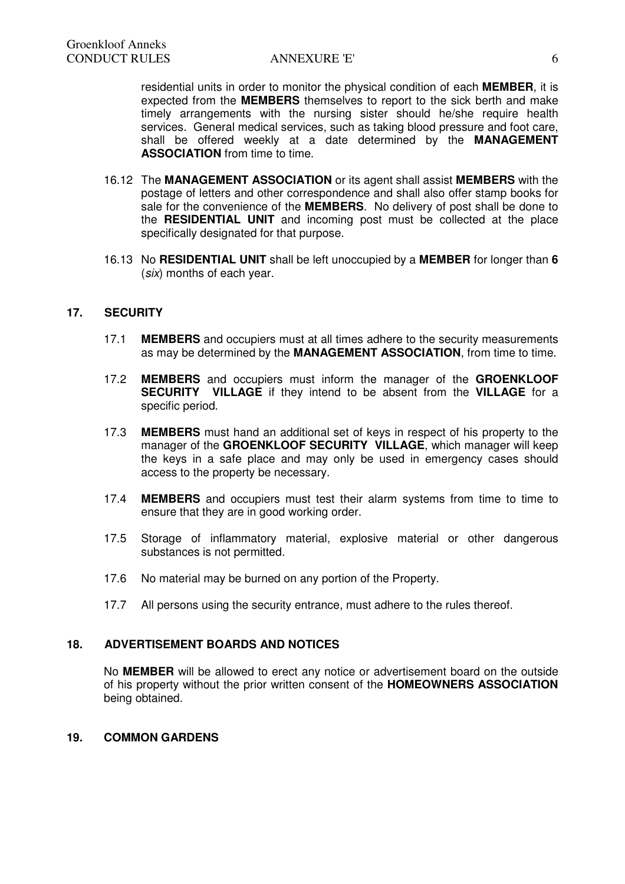residential units in order to monitor the physical condition of each **MEMBER**, it is expected from the **MEMBERS** themselves to report to the sick berth and make timely arrangements with the nursing sister should he/she require health services. General medical services, such as taking blood pressure and foot care, shall be offered weekly at a date determined by the **MANAGEMENT ASSOCIATION** from time to time.

16.12 The **MANAGEMENT ASSOCIATION** or its agent shall assist **MEMBERS** with the postage of letters and other correspondence and shall also offer stamp books for sale for the convenience of the **MEMBERS**. No delivery of post shall be done to the **RESIDENTIAL UNIT** and incoming post must be collected at the place specifically designated for that purpose.

16.13 No **RESIDENTIAL UNIT** shall be left unoccupied by a **MEMBER** for longer than **6** (*six*) months of each year.

## 17. SECURITY

17.1 **MEMBERS** and occupiers must at all times adhere to the security measurements as may be determined by the **MANAGEMENT ASSOCIATION**, from time to time.

17.2 **MEMBERS** and occupiers must inform the manager of the **GROENKLOOF SECURITY VILLAGE** if they intend to be absent from the **VILLAGE** for a specific period.

17.3 **MEMBERS** must hand an additional set of keys in respect of his property to the manager of the **GROENKLOOF SECURITY VILLAGE**, which manager will keep the keys in a safe place and may only be used in emergency cases should access to the property be necessary.

17.4 **MEMBERS** and occupiers must test their alarm systems from time to time to ensure that they are in good working order.

17.5 Storage of inflammatory material, explosive material or other dangerous substances is not permitted.

17.6 No material may be burned on any portion of the Property.

17.7 All persons using the security entrance, must adhere to the rules thereof.

## 18. ADVERTISEMENT BOARDS AND NOTICES

No **MEMBER** will be allowed to erect any notice or advertisement board on the outside of his property without the prior written consent of the **HOMEOWNERS ASSOCIATION** being obtained.

## 19. COMMON GARDENS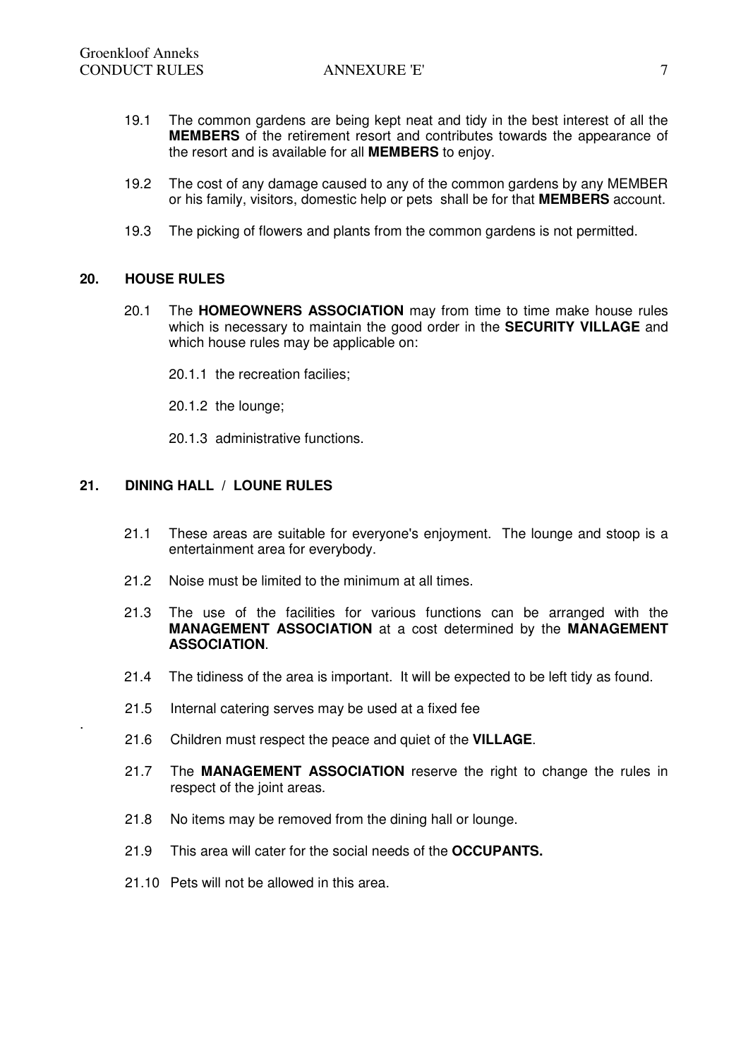19.1 The common gardens are being kept neat and tidy in the best interest of all the **MEMBERS** of the retirement resort and contributes towards the appearance of the resort and is available for all **MEMBERS** to enjoy.

19.2 The cost of any damage caused to any of the common gardens by any MEMBER or his family, visitors, domestic help or pets shall be for that **MEMBERS** account.

19.3 The picking of flowers and plants from the common gardens is not permitted.

## 20. HOUSE RULES

20.1 The **HOMEOWNERS ASSOCIATION** may from time to time make house rules which is necessary to maintain the good order in the **SECURITY VILLAGE** and which house rules may be applicable on:

20.1.1 the recreation facilies;

20.1.2 the lounge;

20.1.3 administrative functions.

## 21. DINING HALL / LOUNE RULES

21.1 These areas are suitable for everyone's enjoyment. The lounge and stoop is a entertainment area for everybody.

21.2 Noise must be limited to the minimum at all times.

21.3 The use of the facilities for various functions can be arranged with the **MANAGEMENT ASSOCIATION** at a cost determined by the **MANAGEMENT ASSOCIATION**.

21.4 The tidiness of the area is important. It will be expected to be left tidy as found.

21.5 Internal catering serves may be used at a fixed fee

21.6 Children must respect the peace and quiet of the **VILLAGE**.

21.7 The **MANAGEMENT ASSOCIATION** reserve the right to change the rules in respect of the joint areas.

21.8 No items may be removed from the dining hall or lounge.

21.9 This area will cater for the social needs of the **OCCUPANTS.**

21.10 Pets will not be allowed in this area.